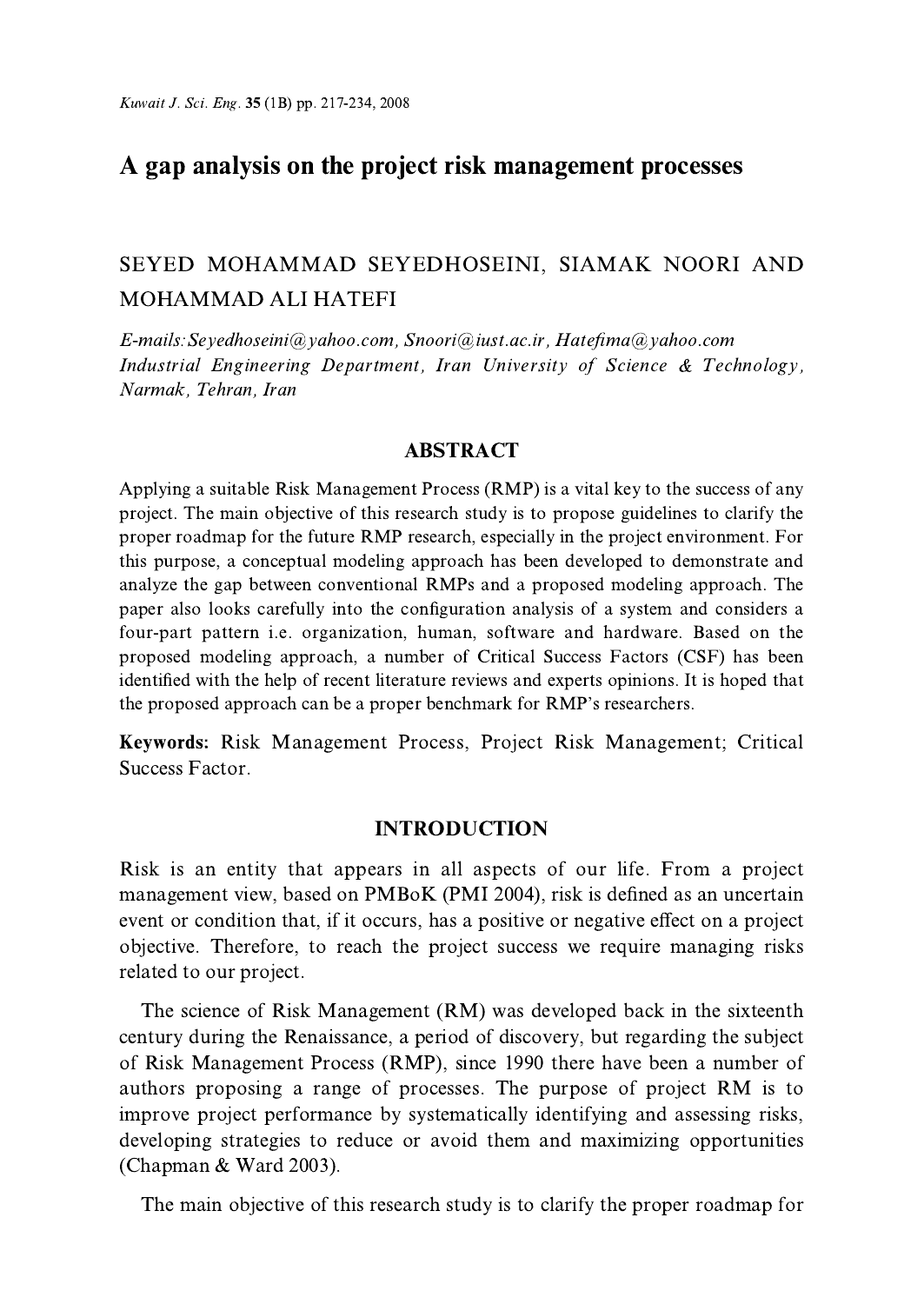# A gap analysis on the project risk management processes

SEYED MOHAMMAD SEYEDHOSEINI, SIAMAK NOORI AND MOHAMMAD ALI HATEFI

*E-mails: Seyedhoseini@yahoo.com, Snoori@iust.ac.ir, Hatefima@yahoo.com*
*Industrial Engineering Department, Iran University of Science & Technology, Narmak, Tehran, Iran*

## ABSTRACT

Applying a suitable Risk Management Process (RMP) is a vital key to the success of any project. The main objective of this research study is to propose guidelines to clarify the proper roadmap for the future RMP research, especially in the project environment. For this purpose, a conceptual modeling approach has been developed to demonstrate and analyze the gap between conventional RMPs and a proposed modeling approach. The paper also looks carefully into the configuration analysis of a system and considers a four-part pattern i.e. organization, human, software and hardware. Based on the proposed modeling approach, a number of Critical Success Factors (CSF) has been identified with the help of recent literature reviews and experts opinions. It is hoped that the proposed approach can be a proper benchmark for RMP's researchers.

**Keywords:** Risk Management Process, Project Risk Management; Critical Success Factor.

## INTRODUCTION

Risk is an entity that appears in all aspects of our life. From a project management view, based on PMBoK (PMI 2004), risk is defined as an uncertain event or condition that, if it occurs, has a positive or negative effect on a project objective. Therefore, to reach the project success we require managing risks related to our project.

The science of Risk Management (RM) was developed back in the sixteenth century during the Renaissance, a period of discovery, but regarding the subject of Risk Management Process (RMP), since 1990 there have been a number of authors proposing a range of processes. The purpose of project RM is to improve project performance by systematically identifying and assessing risks, developing strategies to reduce or avoid them and maximizing opportunities (Chapman & Ward 2003).

The main objective of this research study is to clarify the proper roadmap for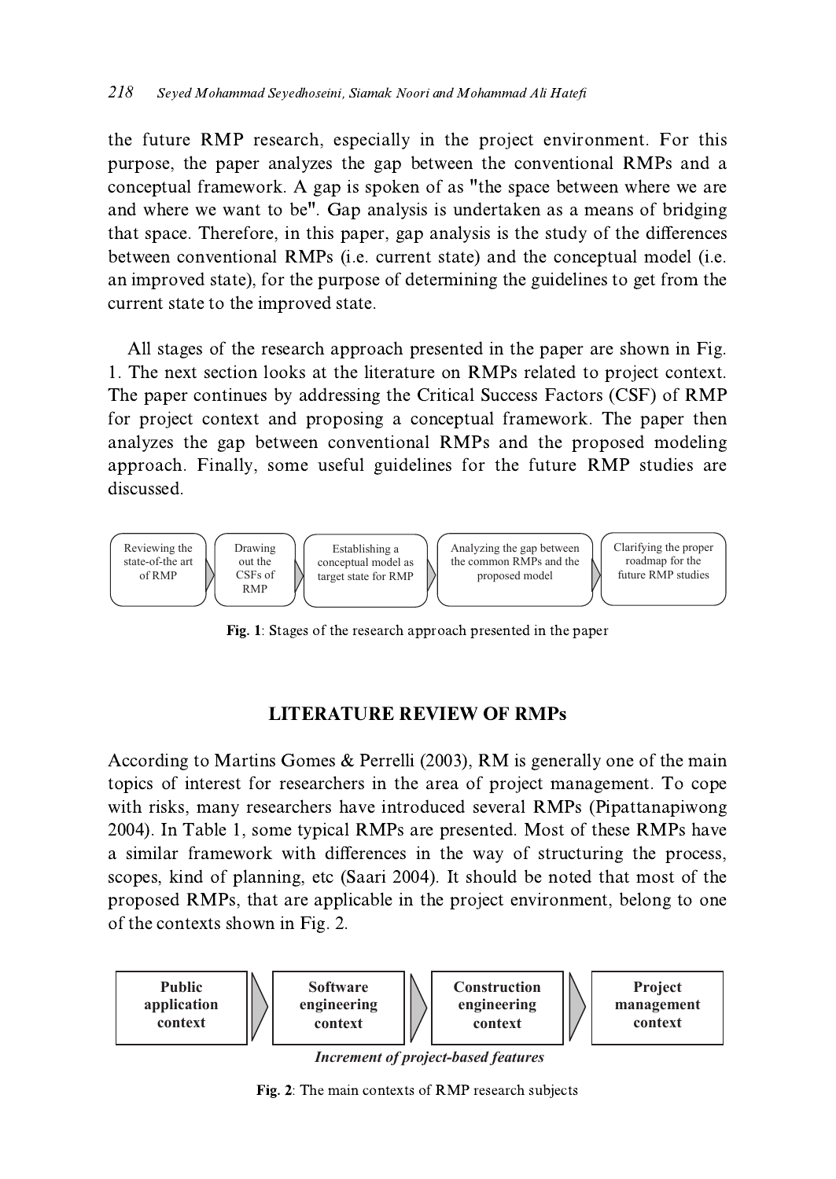the future RMP research, especially in the project environment. For this purpose, the paper analyzes the gap between the conventional RMPs and a conceptual framework. A gap is spoken of as "the space between where we are and where we want to be". Gap analysis is undertaken as a means of bridging that space. Therefore, in this paper, gap analysis is the study of the differences between conventional RMPs (i.e. current state) and the conceptual model (i.e. an improved state), for the purpose of determining the guidelines to get from the current state to the improved state.

All stages of the research approach presented in the paper are shown in Fig. 1. The next section looks at the literature on RMPs related to project context. The paper continues by addressing the Critical Success Factors (CSF) of RMP for project context and proposing a conceptual framework. The paper then analyzes the gap between conventional RMPs and the proposed modeling approach. Finally, some useful guidelines for the future RMP studies are discussed.

Reviewing the state-of-the art of RMP → Drawing out the CSFs of RMP → Establishing a conceptual model as target state for RMP → Analyzing the gap between the common RMPs and the proposed model → Clarifying the proper roadmap for the future RMP studies

**Fig. 1**: Stages of the research approach presented in the paper

## LITERATURE REVIEW OF RMPs

According to Martins Gomes & Perrelli (2003), RM is generally one of the main topics of interest for researchers in the area of project management. To cope with risks, many researchers have introduced several RMPs (Pipattanapiwong 2004). In Table 1, some typical RMPs are presented. Most of these RMPs have a similar framework with differences in the way of structuring the process, scopes, kind of planning, etc (Saari 2004). It should be noted that most of the proposed RMPs, that are applicable in the project environment, belong to one of the contexts shown in Fig. 2.

**Public application context** → **Software engineering context** → **Construction engineering context** → **Project management context**

***Increment of project-based features***

**Fig. 2**: The main contexts of RMP research subjects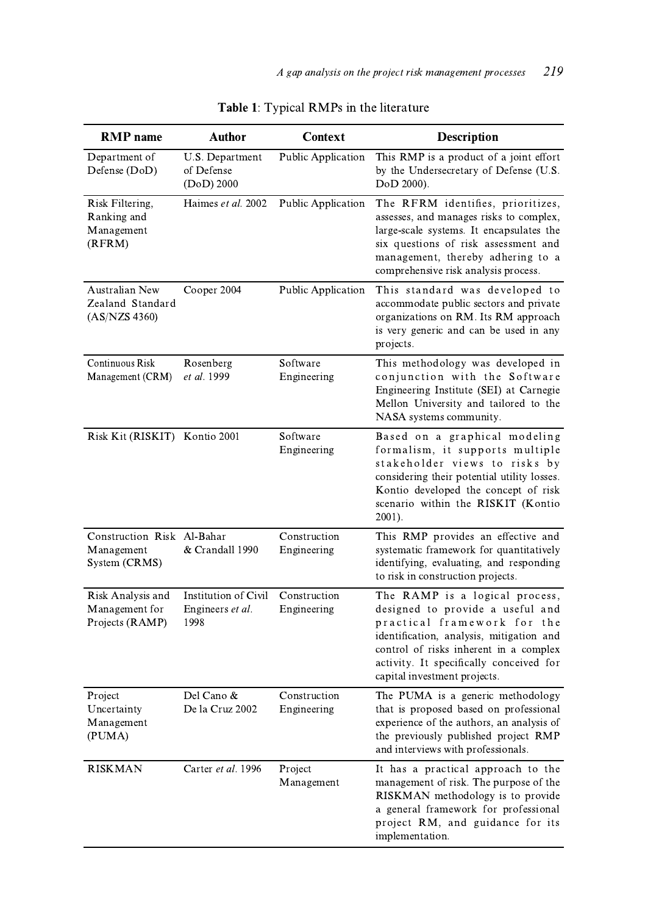**Table 1**: Typical RMPs in the literature

| RMP name | Author | Context | Description |
|---|---|---|---|
| Department of Defense (DoD) | U.S. Department of Defense (DoD) 2000 | Public Application | This RMP is a product of a joint effort by the Undersecretary of Defense (U.S. DoD 2000). |
| Risk Filtering, Ranking and Management (RFRM) | Haimes *et al.* 2002 | Public Application | The RFRM identifies, prioritizes, assesses, and manages risks to complex, large-scale systems. It encapsulates the six questions of risk assessment and management, thereby adhering to a comprehensive risk analysis process. |
| Australian New Zealand Standard (AS/NZS 4360) | Cooper 2004 | Public Application | This standard was developed to accommodate public sectors and private organizations on RM. Its RM approach is very generic and can be used in any projects. |
| Continuous Risk Management (CRM) | Rosenberg *et al.* 1999 | Software Engineering | This methodology was developed in conjunction with the Software Engineering Institute (SEI) at Carnegie Mellon University and tailored to the NASA systems community. |
| Risk Kit (RISKIT) | Kontio 2001 | Software Engineering | Based on a graphical modeling formalism, it supports multiple stakeholder views to risks by considering their potential utility losses. Kontio developed the concept of risk scenario within the RISKIT (Kontio 2001). |
| Construction Risk Management System (CRMS) | Al-Bahar & Crandall 1990 | Construction Engineering | This RMP provides an effective and systematic framework for quantitatively identifying, evaluating, and responding to risk in construction projects. |
| Risk Analysis and Management for Projects (RAMP) | Institution of Civil Engineers *et al.* 1998 | Construction Engineering | The RAMP is a logical process, designed to provide a useful and practical framework for the identification, analysis, mitigation and control of risks inherent in a complex activity. It specifically conceived for capital investment projects. |
| Project Uncertainty Management (PUMA) | Del Cano & De la Cruz 2002 | Construction Engineering | The PUMA is a generic methodology that is proposed based on professional experience of the authors, an analysis of the previously published project RMP and interviews with professionals. |
| RISKMAN | Carter *et al.* 1996 | Project Management | It has a practical approach to the management of risk. The purpose of the RISKMAN methodology is to provide a general framework for professional project RM, and guidance for its implementation. |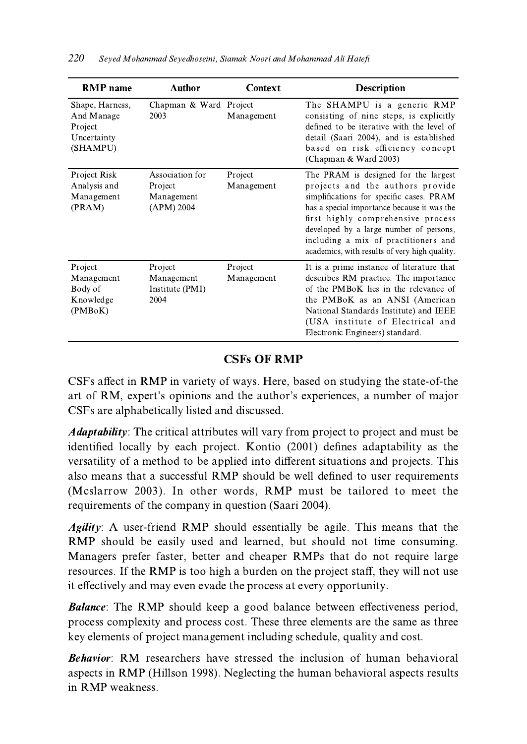| RMP name | Author | Context | Description |
|---|---|---|---|
| Shape, Harness, And Manage Project Uncertainty (SHAMPU) | Chapman & Ward 2003 | Project Management | The SHAMPU is a generic RMP consisting of nine steps, is explicitly defined to be iterative with the level of detail (Saari 2004), and is established based on risk efficiency concept (Chapman & Ward 2003) |
| Project Risk Analysis and Management (PRAM) | Association for Project Management (APM) 2004 | Project Management | The PRAM is designed for the largest projects and the authors provide simplifications for specific cases. PRAM has a special importance because it was the first highly comprehensive process developed by a large number of persons, including a mix of practitioners and academics, with results of very high quality. |
| Project Management Body of Knowledge (PMBoK) | Project Management Institute (PMI) 2004 | Project Management | It is a prime instance of literature that describes RM practice. The importance of the PMBoK lies in the relevance of the PMBoK as an ANSI (American National Standards Institute) and IEEE (USA institute of Electrical and Electronic Engineers) standard. |

## CSFs OF RMP

CSFs affect in RMP in variety of ways. Here, based on studying the state-of-the art of RM, expert's opinions and the author's experiences, a number of major CSFs are alphabetically listed and discussed.

***Adaptability***: The critical attributes will vary from project to project and must be identified locally by each project. Kontio (2001) defines adaptability as the versatility of a method to be applied into different situations and projects. This also means that a successful RMP should be well defined to user requirements (Mcslarrow 2003). In other words, RMP must be tailored to meet the requirements of the company in question (Saari 2004).

***Agility***: A user-friend RMP should essentially be agile. This means that the RMP should be easily used and learned, but should not time consuming. Managers prefer faster, better and cheaper RMPs that do not require large resources. If the RMP is too high a burden on the project staff, they will not use it effectively and may even evade the process at every opportunity.

***Balance***: The RMP should keep a good balance between effectiveness period, process complexity and process cost. These three elements are the same as three key elements of project management including schedule, quality and cost.

***Behavior***: RM researchers have stressed the inclusion of human behavioral aspects in RMP (Hillson 1998). Neglecting the human behavioral aspects results in RMP weakness.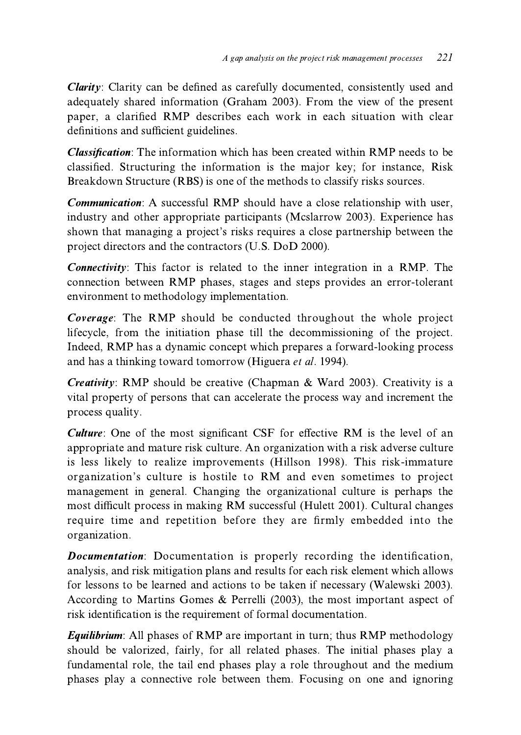***Clarity***: Clarity can be defined as carefully documented, consistently used and adequately shared information (Graham 2003). From the view of the present paper, a clarified RMP describes each work in each situation with clear definitions and sufficient guidelines.

***Classification***: The information which has been created within RMP needs to be classified. Structuring the information is the major key; for instance, Risk Breakdown Structure (RBS) is one of the methods to classify risks sources.

***Communication***: A successful RMP should have a close relationship with user, industry and other appropriate participants (Mcslarrow 2003). Experience has shown that managing a project's risks requires a close partnership between the project directors and the contractors (U.S. DoD 2000).

***Connectivity***: This factor is related to the inner integration in a RMP. The connection between RMP phases, stages and steps provides an error-tolerant environment to methodology implementation.

***Coverage***: The RMP should be conducted throughout the whole project lifecycle, from the initiation phase till the decommissioning of the project. Indeed, RMP has a dynamic concept which prepares a forward-looking process and has a thinking toward tomorrow (Higuera *et al*. 1994).

***Creativity***: RMP should be creative (Chapman & Ward 2003). Creativity is a vital property of persons that can accelerate the process way and increment the process quality.

***Culture***: One of the most significant CSF for effective RM is the level of an appropriate and mature risk culture. An organization with a risk adverse culture is less likely to realize improvements (Hillson 1998). This risk-immature organization's culture is hostile to RM and even sometimes to project management in general. Changing the organizational culture is perhaps the most difficult process in making RM successful (Hulett 2001). Cultural changes require time and repetition before they are firmly embedded into the organization.

***Documentation***: Documentation is properly recording the identification, analysis, and risk mitigation plans and results for each risk element which allows for lessons to be learned and actions to be taken if necessary (Walewski 2003). According to Martins Gomes & Perrelli (2003), the most important aspect of risk identification is the requirement of formal documentation.

***Equilibrium***: All phases of RMP are important in turn; thus RMP methodology should be valorized, fairly, for all related phases. The initial phases play a fundamental role, the tail end phases play a role throughout and the medium phases play a connective role between them. Focusing on one and ignoring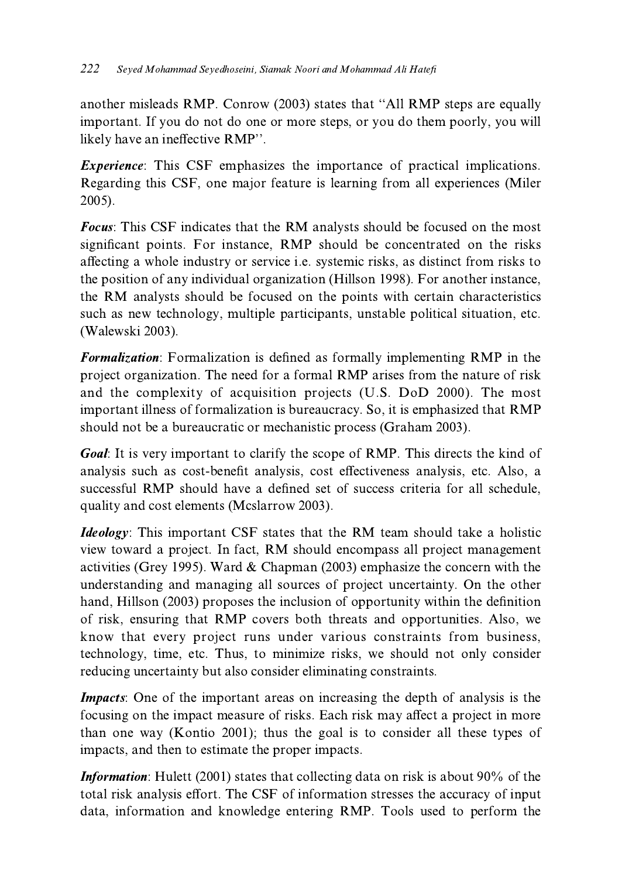another misleads RMP. Conrow (2003) states that "All RMP steps are equally important. If you do not do one or more steps, or you do them poorly, you will likely have an ineffective RMP".

***Experience***: This CSF emphasizes the importance of practical implications. Regarding this CSF, one major feature is learning from all experiences (Miler 2005).

***Focus***: This CSF indicates that the RM analysts should be focused on the most significant points. For instance, RMP should be concentrated on the risks affecting a whole industry or service i.e. systemic risks, as distinct from risks to the position of any individual organization (Hillson 1998). For another instance, the RM analysts should be focused on the points with certain characteristics such as new technology, multiple participants, unstable political situation, etc. (Walewski 2003).

***Formalization***: Formalization is defined as formally implementing RMP in the project organization. The need for a formal RMP arises from the nature of risk and the complexity of acquisition projects (U.S. DoD 2000). The most important illness of formalization is bureaucracy. So, it is emphasized that RMP should not be a bureaucratic or mechanistic process (Graham 2003).

***Goal***: It is very important to clarify the scope of RMP. This directs the kind of analysis such as cost-benefit analysis, cost effectiveness analysis, etc. Also, a successful RMP should have a defined set of success criteria for all schedule, quality and cost elements (Mcslarrow 2003).

***Ideology***: This important CSF states that the RM team should take a holistic view toward a project. In fact, RM should encompass all project management activities (Grey 1995). Ward & Chapman (2003) emphasize the concern with the understanding and managing all sources of project uncertainty. On the other hand, Hillson (2003) proposes the inclusion of opportunity within the definition of risk, ensuring that RMP covers both threats and opportunities. Also, we know that every project runs under various constraints from business, technology, time, etc. Thus, to minimize risks, we should not only consider reducing uncertainty but also consider eliminating constraints.

***Impacts***: One of the important areas on increasing the depth of analysis is the focusing on the impact measure of risks. Each risk may affect a project in more than one way (Kontio 2001); thus the goal is to consider all these types of impacts, and then to estimate the proper impacts.

***Information***: Hulett (2001) states that collecting data on risk is about 90% of the total risk analysis effort. The CSF of information stresses the accuracy of input data, information and knowledge entering RMP. Tools used to perform the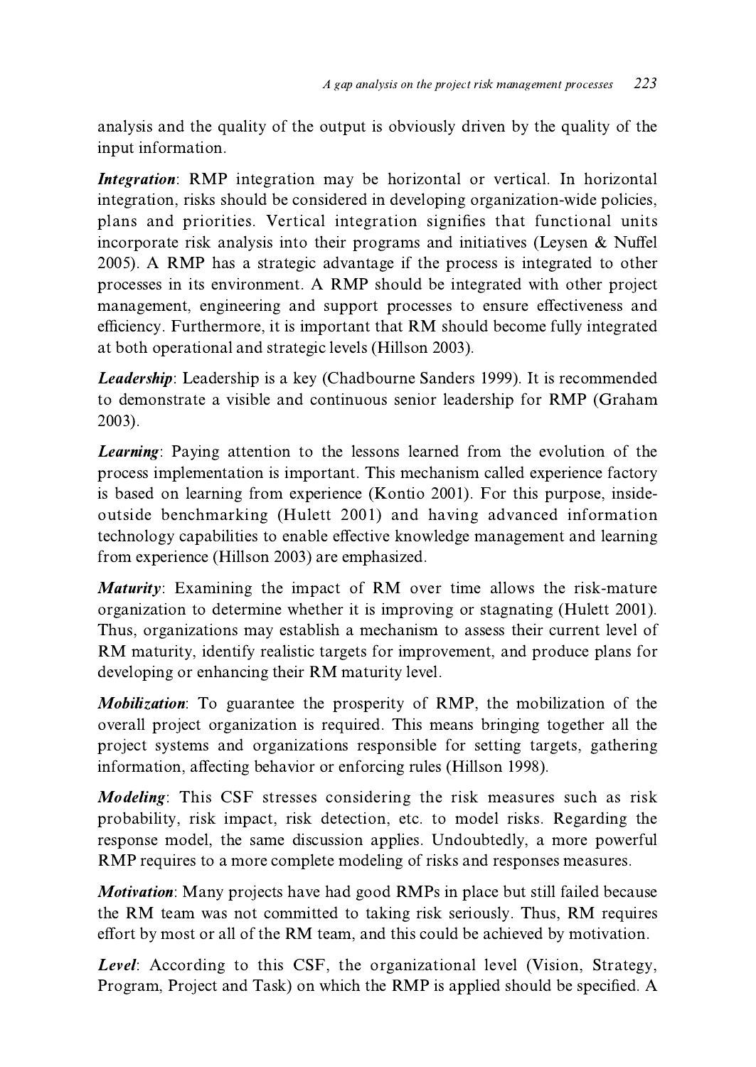analysis and the quality of the output is obviously driven by the quality of the input information.

***Integration***: RMP integration may be horizontal or vertical. In horizontal integration, risks should be considered in developing organization-wide policies, plans and priorities. Vertical integration signifies that functional units incorporate risk analysis into their programs and initiatives (Leysen & Nuffel 2005). A RMP has a strategic advantage if the process is integrated to other processes in its environment. A RMP should be integrated with other project management, engineering and support processes to ensure effectiveness and efficiency. Furthermore, it is important that RM should become fully integrated at both operational and strategic levels (Hillson 2003).

***Leadership***: Leadership is a key (Chadbourne Sanders 1999). It is recommended to demonstrate a visible and continuous senior leadership for RMP (Graham 2003).

***Learning***: Paying attention to the lessons learned from the evolution of the process implementation is important. This mechanism called experience factory is based on learning from experience (Kontio 2001). For this purpose, inside-outside benchmarking (Hulett 2001) and having advanced information technology capabilities to enable effective knowledge management and learning from experience (Hillson 2003) are emphasized.

***Maturity***: Examining the impact of RM over time allows the risk-mature organization to determine whether it is improving or stagnating (Hulett 2001). Thus, organizations may establish a mechanism to assess their current level of RM maturity, identify realistic targets for improvement, and produce plans for developing or enhancing their RM maturity level.

***Mobilization***: To guarantee the prosperity of RMP, the mobilization of the overall project organization is required. This means bringing together all the project systems and organizations responsible for setting targets, gathering information, affecting behavior or enforcing rules (Hillson 1998).

***Modeling***: This CSF stresses considering the risk measures such as risk probability, risk impact, risk detection, etc. to model risks. Regarding the response model, the same discussion applies. Undoubtedly, a more powerful RMP requires to a more complete modeling of risks and responses measures.

***Motivation***: Many projects have had good RMPs in place but still failed because the RM team was not committed to taking risk seriously. Thus, RM requires effort by most or all of the RM team, and this could be achieved by motivation.

***Level***: According to this CSF, the organizational level (Vision, Strategy, Program, Project and Task) on which the RMP is applied should be specified. A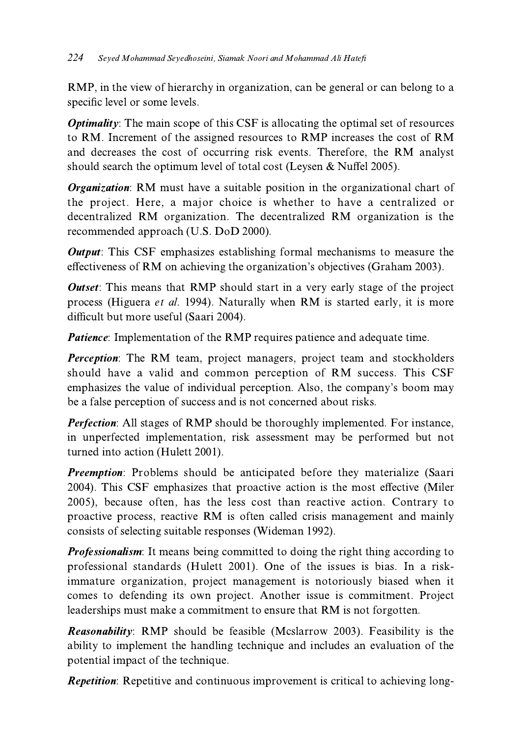RMP, in the view of hierarchy in organization, can be general or can belong to a specific level or some levels.

***Optimality***: The main scope of this CSF is allocating the optimal set of resources to RM. Increment of the assigned resources to RMP increases the cost of RM and decreases the cost of occurring risk events. Therefore, the RM analyst should search the optimum level of total cost (Leysen & Nuffel 2005).

***Organization***: RM must have a suitable position in the organizational chart of the project. Here, a major choice is whether to have a centralized or decentralized RM organization. The decentralized RM organization is the recommended approach (U.S. DoD 2000).

***Output***: This CSF emphasizes establishing formal mechanisms to measure the effectiveness of RM on achieving the organization's objectives (Graham 2003).

***Outset***: This means that RMP should start in a very early stage of the project process (Higuera *et al.* 1994). Naturally when RM is started early, it is more difficult but more useful (Saari 2004).

***Patience***: Implementation of the RMP requires patience and adequate time.

***Perception***: The RM team, project managers, project team and stockholders should have a valid and common perception of RM success. This CSF emphasizes the value of individual perception. Also, the company's boom may be a false perception of success and is not concerned about risks.

***Perfection***: All stages of RMP should be thoroughly implemented. For instance, in unperfected implementation, risk assessment may be performed but not turned into action (Hulett 2001).

***Preemption***: Problems should be anticipated before they materialize (Saari 2004). This CSF emphasizes that proactive action is the most effective (Miler 2005), because often, has the less cost than reactive action. Contrary to proactive process, reactive RM is often called crisis management and mainly consists of selecting suitable responses (Wideman 1992).

***Professionalism***: It means being committed to doing the right thing according to professional standards (Hulett 2001). One of the issues is bias. In a risk-immature organization, project management is notoriously biased when it comes to defending its own project. Another issue is commitment. Project leaderships must make a commitment to ensure that RM is not forgotten.

***Reasonability***: RMP should be feasible (Mcslarrow 2003). Feasibility is the ability to implement the handling technique and includes an evaluation of the potential impact of the technique.

***Repetition***: Repetitive and continuous improvement is critical to achieving long-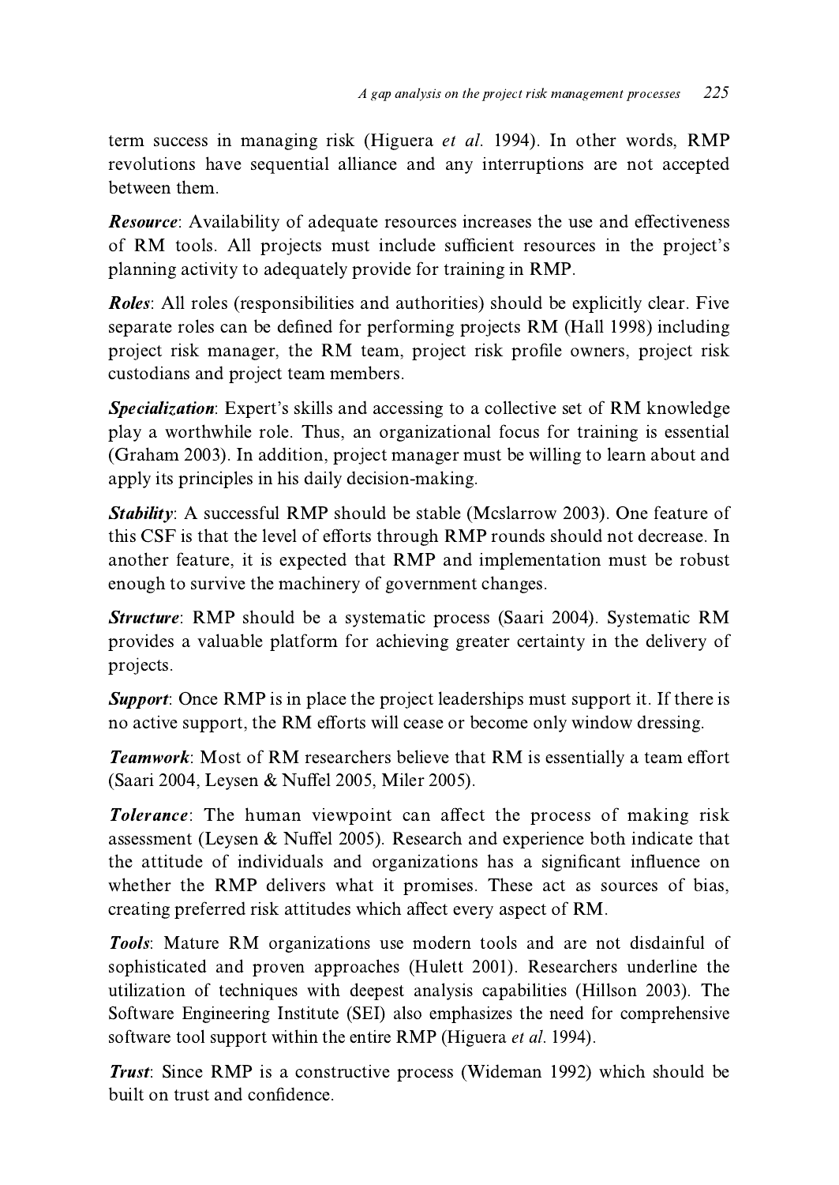term success in managing risk (Higuera *et al.* 1994). In other words, RMP revolutions have sequential alliance and any interruptions are not accepted between them.

***Resource***: Availability of adequate resources increases the use and effectiveness of RM tools. All projects must include sufficient resources in the project's planning activity to adequately provide for training in RMP.

***Roles***: All roles (responsibilities and authorities) should be explicitly clear. Five separate roles can be defined for performing projects RM (Hall 1998) including project risk manager, the RM team, project risk profile owners, project risk custodians and project team members.

***Specialization***: Expert's skills and accessing to a collective set of RM knowledge play a worthwhile role. Thus, an organizational focus for training is essential (Graham 2003). In addition, project manager must be willing to learn about and apply its principles in his daily decision-making.

***Stability***: A successful RMP should be stable (Mcslarrow 2003). One feature of this CSF is that the level of efforts through RMP rounds should not decrease. In another feature, it is expected that RMP and implementation must be robust enough to survive the machinery of government changes.

***Structure***: RMP should be a systematic process (Saari 2004). Systematic RM provides a valuable platform for achieving greater certainty in the delivery of projects.

***Support***: Once RMP is in place the project leaderships must support it. If there is no active support, the RM efforts will cease or become only window dressing.

***Teamwork***: Most of RM researchers believe that RM is essentially a team effort (Saari 2004, Leysen & Nuffel 2005, Miler 2005).

***Tolerance***: The human viewpoint can affect the process of making risk assessment (Leysen & Nuffel 2005). Research and experience both indicate that the attitude of individuals and organizations has a significant influence on whether the RMP delivers what it promises. These act as sources of bias, creating preferred risk attitudes which affect every aspect of RM.

***Tools***: Mature RM organizations use modern tools and are not disdainful of sophisticated and proven approaches (Hulett 2001). Researchers underline the utilization of techniques with deepest analysis capabilities (Hillson 2003). The Software Engineering Institute (SEI) also emphasizes the need for comprehensive software tool support within the entire RMP (Higuera *et al.* 1994).

***Trust***: Since RMP is a constructive process (Wideman 1992) which should be built on trust and confidence.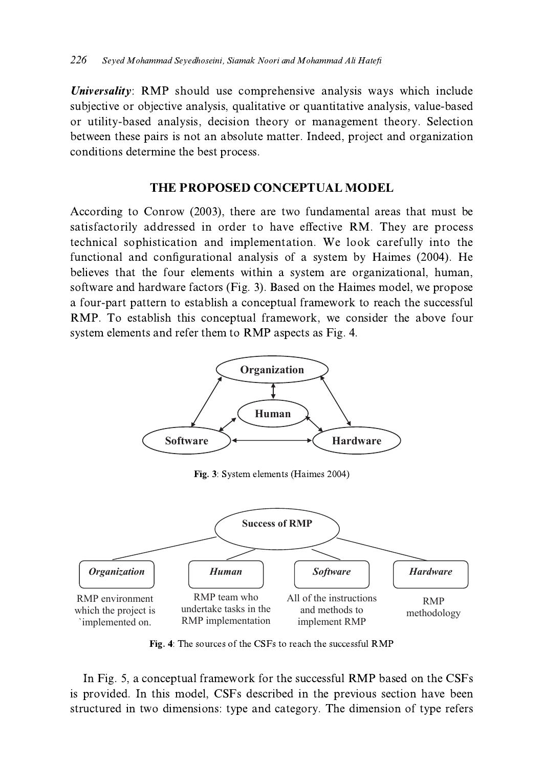***Universality***: RMP should use comprehensive analysis ways which include subjective or objective analysis, qualitative or quantitative analysis, value-based or utility-based analysis, decision theory or management theory. Selection between these pairs is not an absolute matter. Indeed, project and organization conditions determine the best process.

## THE PROPOSED CONCEPTUAL MODEL

According to Conrow (2003), there are two fundamental areas that must be satisfactorily addressed in order to have effective RM. They are process technical sophistication and implementation. We look carefully into the functional and configurational analysis of a system by Haimes (2004). He believes that the four elements within a system are organizational, human, software and hardware factors (Fig. 3). Based on the Haimes model, we propose a four-part pattern to establish a conceptual framework to reach the successful RMP. To establish this conceptual framework, we consider the above four system elements and refer them to RMP aspects as Fig. 4.

Organization

Human

Software

Hardware

**Fig. 3**: System elements (Haimes 2004)

Success of RMP

| *Organization* | *Human* | *Software* | *Hardware* |
|---|---|---|---|
| RMP environment which the project is `implemented on. | RMP team who undertake tasks in the RMP implementation | All of the instructions and methods to implement RMP | RMP methodology |

**Fig. 4**: The sources of the CSFs to reach the successful RMP

In Fig. 5, a conceptual framework for the successful RMP based on the CSFs is provided. In this model, CSFs described in the previous section have been structured in two dimensions: type and category. The dimension of type refers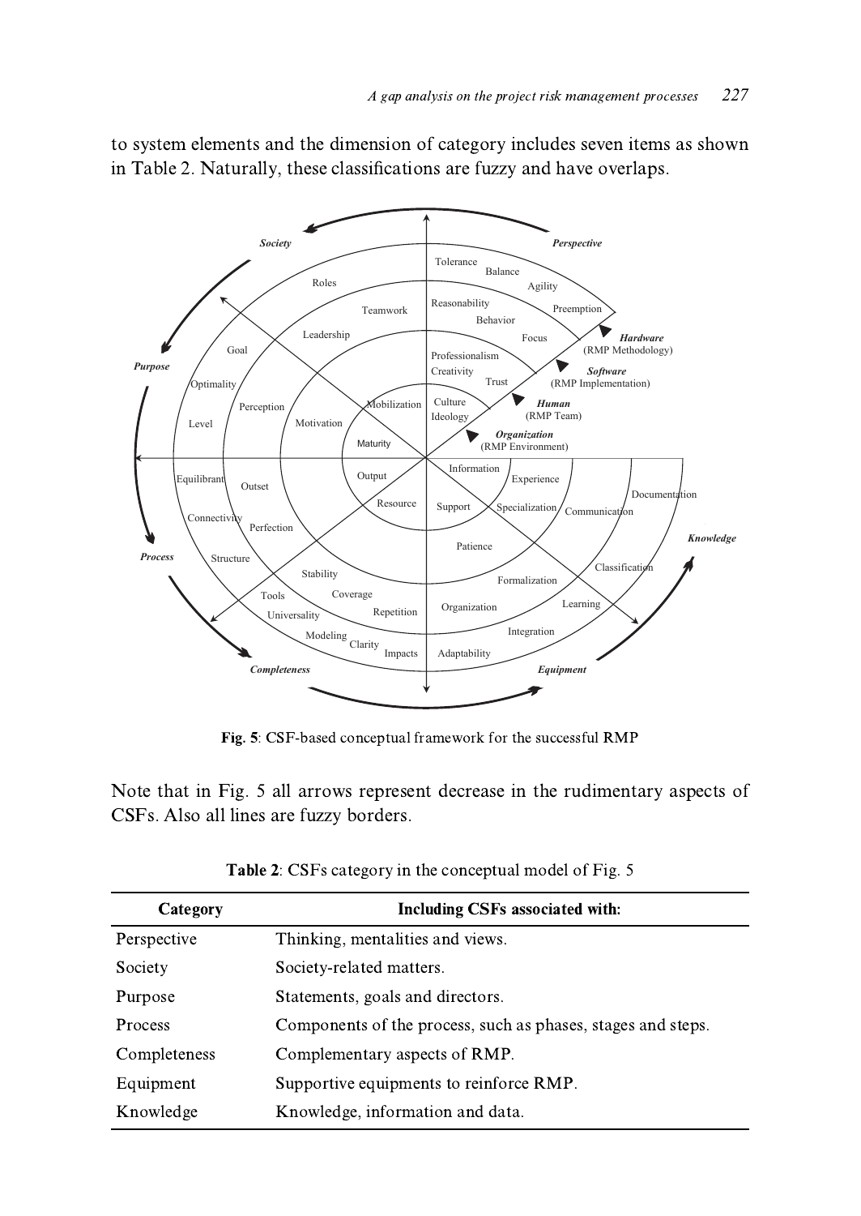to system elements and the dimension of category includes seven items as shown in Table 2. Naturally, these classifications are fuzzy and have overlaps.

**Fig. 5**: CSF-based conceptual framework for the successful RMP

Note that in Fig. 5 all arrows represent decrease in the rudimentary aspects of CSFs. Also all lines are fuzzy borders.

**Table 2**: CSFs category in the conceptual model of Fig. 5

| Category | Including CSFs associated with: |
|---|---|
| Perspective | Thinking, mentalities and views. |
| Society | Society-related matters. |
| Purpose | Statements, goals and directors. |
| Process | Components of the process, such as phases, stages and steps. |
| Completeness | Complementary aspects of RMP. |
| Equipment | Supportive equipments to reinforce RMP. |
| Knowledge | Knowledge, information and data. |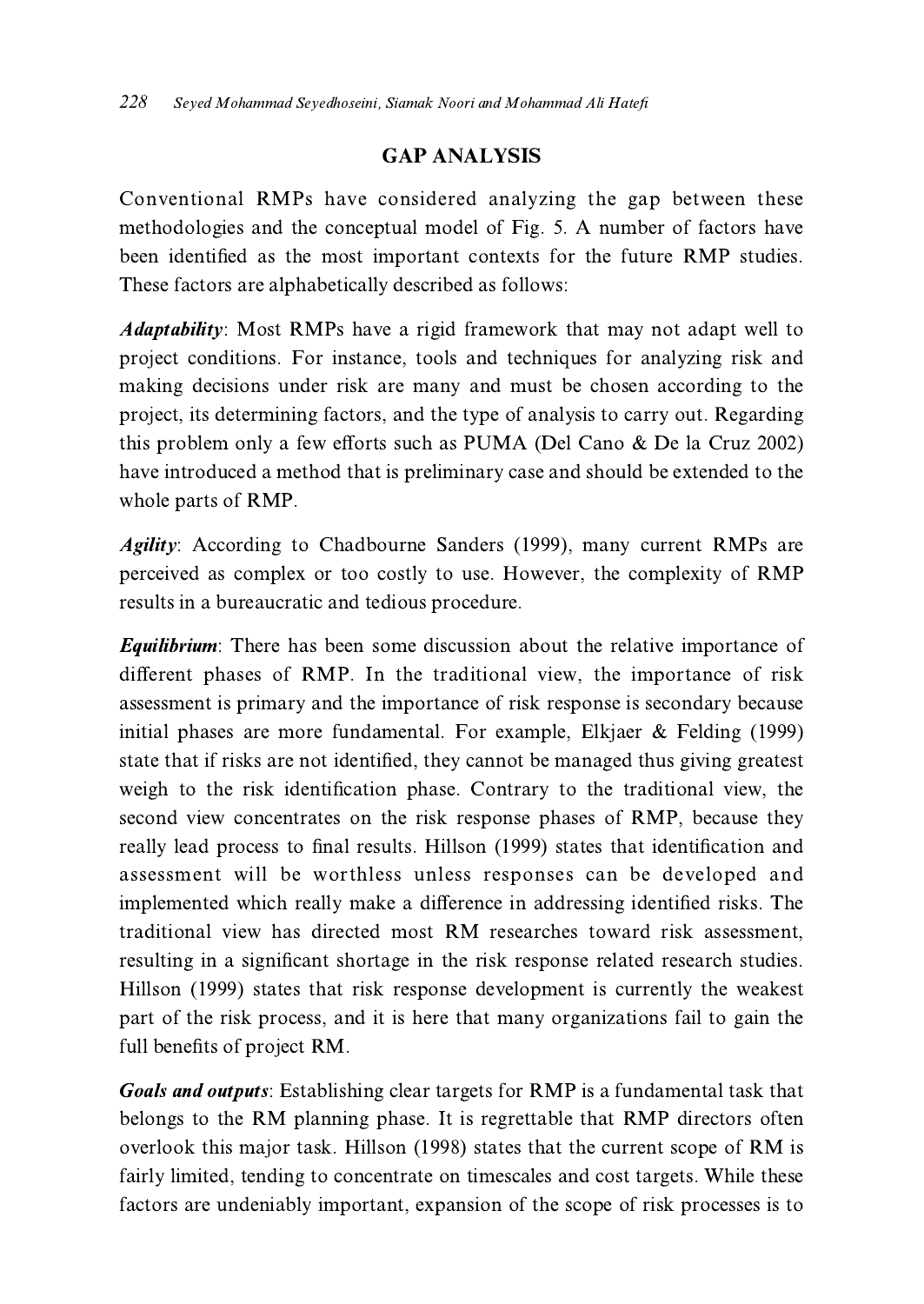## GAP ANALYSIS

Conventional RMPs have considered analyzing the gap between these methodologies and the conceptual model of Fig. 5. A number of factors have been identified as the most important contexts for the future RMP studies. These factors are alphabetically described as follows:

***Adaptability***: Most RMPs have a rigid framework that may not adapt well to project conditions. For instance, tools and techniques for analyzing risk and making decisions under risk are many and must be chosen according to the project, its determining factors, and the type of analysis to carry out. Regarding this problem only a few efforts such as PUMA (Del Cano & De la Cruz 2002) have introduced a method that is preliminary case and should be extended to the whole parts of RMP.

***Agility***: According to Chadbourne Sanders (1999), many current RMPs are perceived as complex or too costly to use. However, the complexity of RMP results in a bureaucratic and tedious procedure.

***Equilibrium***: There has been some discussion about the relative importance of different phases of RMP. In the traditional view, the importance of risk assessment is primary and the importance of risk response is secondary because initial phases are more fundamental. For example, Elkjaer & Felding (1999) state that if risks are not identified, they cannot be managed thus giving greatest weigh to the risk identification phase. Contrary to the traditional view, the second view concentrates on the risk response phases of RMP, because they really lead process to final results. Hillson (1999) states that identification and assessment will be worthless unless responses can be developed and implemented which really make a difference in addressing identified risks. The traditional view has directed most RM researches toward risk assessment, resulting in a significant shortage in the risk response related research studies. Hillson (1999) states that risk response development is currently the weakest part of the risk process, and it is here that many organizations fail to gain the full benefits of project RM.

***Goals and outputs***: Establishing clear targets for RMP is a fundamental task that belongs to the RM planning phase. It is regrettable that RMP directors often overlook this major task. Hillson (1998) states that the current scope of RM is fairly limited, tending to concentrate on timescales and cost targets. While these factors are undeniably important, expansion of the scope of risk processes is to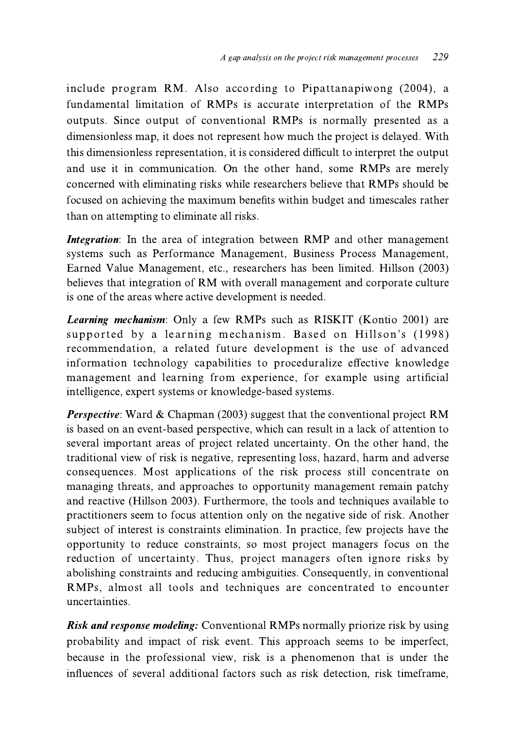include program RM. Also according to Pipattanapiwong (2004), a fundamental limitation of RMPs is accurate interpretation of the RMPs outputs. Since output of conventional RMPs is normally presented as a dimensionless map, it does not represent how much the project is delayed. With this dimensionless representation, it is considered difficult to interpret the output and use it in communication. On the other hand, some RMPs are merely concerned with eliminating risks while researchers believe that RMPs should be focused on achieving the maximum benefits within budget and timescales rather than on attempting to eliminate all risks.

***Integration***: In the area of integration between RMP and other management systems such as Performance Management, Business Process Management, Earned Value Management, etc., researchers has been limited. Hillson (2003) believes that integration of RM with overall management and corporate culture is one of the areas where active development is needed.

***Learning mechanism***: Only a few RMPs such as RISKIT (Kontio 2001) are supported by a learning mechanism. Based on Hillson's (1998) recommendation, a related future development is the use of advanced information technology capabilities to proceduralize effective knowledge management and learning from experience, for example using artificial intelligence, expert systems or knowledge-based systems.

***Perspective***: Ward & Chapman (2003) suggest that the conventional project RM is based on an event-based perspective, which can result in a lack of attention to several important areas of project related uncertainty. On the other hand, the traditional view of risk is negative, representing loss, hazard, harm and adverse consequences. Most applications of the risk process still concentrate on managing threats, and approaches to opportunity management remain patchy and reactive (Hillson 2003). Furthermore, the tools and techniques available to practitioners seem to focus attention only on the negative side of risk. Another subject of interest is constraints elimination. In practice, few projects have the opportunity to reduce constraints, so most project managers focus on the reduction of uncertainty. Thus, project managers often ignore risks by abolishing constraints and reducing ambiguities. Consequently, in conventional RMPs, almost all tools and techniques are concentrated to encounter uncertainties.

***Risk and response modeling:*** Conventional RMPs normally priorize risk by using probability and impact of risk event. This approach seems to be imperfect, because in the professional view, risk is a phenomenon that is under the influences of several additional factors such as risk detection, risk timeframe,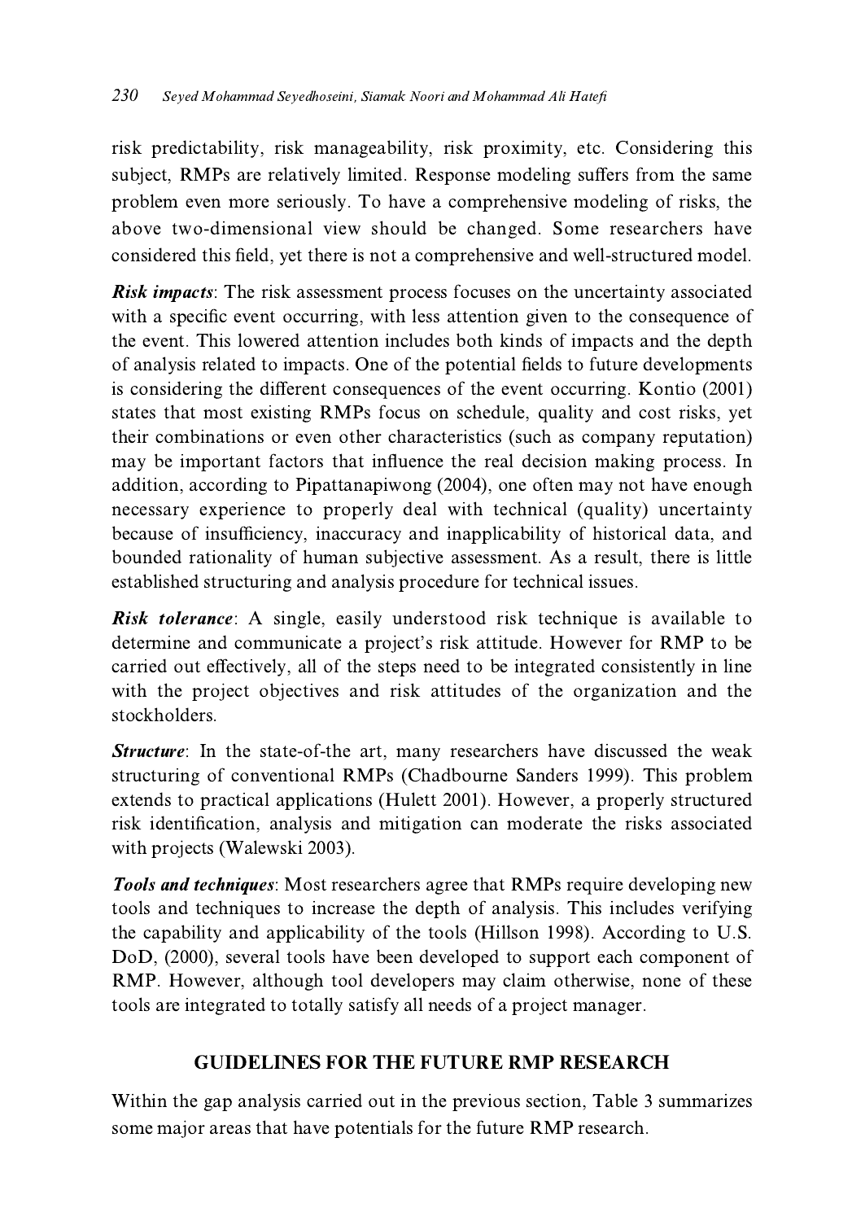risk predictability, risk manageability, risk proximity, etc. Considering this subject, RMPs are relatively limited. Response modeling suffers from the same problem even more seriously. To have a comprehensive modeling of risks, the above two-dimensional view should be changed. Some researchers have considered this field, yet there is not a comprehensive and well-structured model.

***Risk impacts***: The risk assessment process focuses on the uncertainty associated with a specific event occurring, with less attention given to the consequence of the event. This lowered attention includes both kinds of impacts and the depth of analysis related to impacts. One of the potential fields to future developments is considering the different consequences of the event occurring. Kontio (2001) states that most existing RMPs focus on schedule, quality and cost risks, yet their combinations or even other characteristics (such as company reputation) may be important factors that influence the real decision making process. In addition, according to Pipattanapiwong (2004), one often may not have enough necessary experience to properly deal with technical (quality) uncertainty because of insufficiency, inaccuracy and inapplicability of historical data, and bounded rationality of human subjective assessment. As a result, there is little established structuring and analysis procedure for technical issues.

***Risk tolerance***: A single, easily understood risk technique is available to determine and communicate a project's risk attitude. However for RMP to be carried out effectively, all of the steps need to be integrated consistently in line with the project objectives and risk attitudes of the organization and the stockholders.

***Structure***: In the state-of-the art, many researchers have discussed the weak structuring of conventional RMPs (Chadbourne Sanders 1999). This problem extends to practical applications (Hulett 2001). However, a properly structured risk identification, analysis and mitigation can moderate the risks associated with projects (Walewski 2003).

***Tools and techniques***: Most researchers agree that RMPs require developing new tools and techniques to increase the depth of analysis. This includes verifying the capability and applicability of the tools (Hillson 1998). According to U.S. DoD, (2000), several tools have been developed to support each component of RMP. However, although tool developers may claim otherwise, none of these tools are integrated to totally satisfy all needs of a project manager.

## GUIDELINES FOR THE FUTURE RMP RESEARCH

Within the gap analysis carried out in the previous section, Table 3 summarizes some major areas that have potentials for the future RMP research.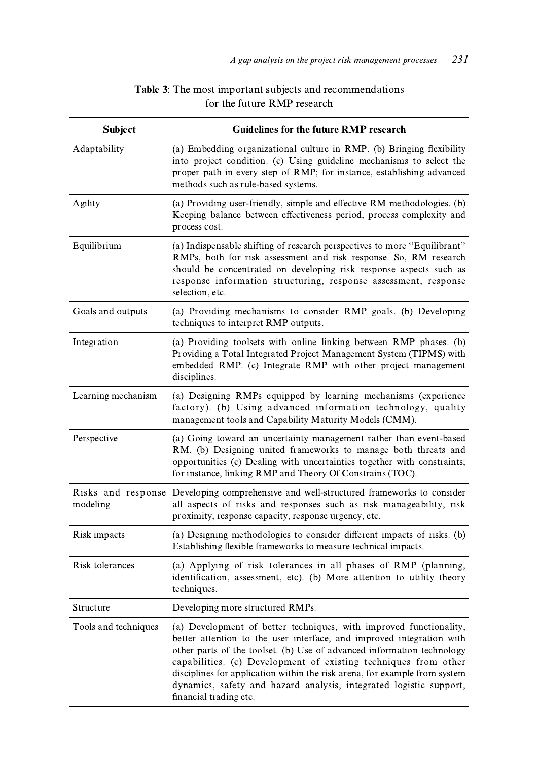**Table 3**: The most important subjects and recommendations for the future RMP research

| Subject | Guidelines for the future RMP research |
|---|---|
| Adaptability | (a) Embedding organizational culture in RMP. (b) Bringing flexibility into project condition. (c) Using guideline mechanisms to select the proper path in every step of RMP; for instance, establishing advanced methods such as rule-based systems. |
| Agility | (a) Providing user-friendly, simple and effective RM methodologies. (b) Keeping balance between effectiveness period, process complexity and process cost. |
| Equilibrium | (a) Indispensable shifting of research perspectives to more "Equilibrant" RMPs, both for risk assessment and risk response. So, RM research should be concentrated on developing risk response aspects such as response information structuring, response assessment, response selection, etc. |
| Goals and outputs | (a) Providing mechanisms to consider RMP goals. (b) Developing techniques to interpret RMP outputs. |
| Integration | (a) Providing toolsets with online linking between RMP phases. (b) Providing a Total Integrated Project Management System (TIPMS) with embedded RMP. (c) Integrate RMP with other project management disciplines. |
| Learning mechanism | (a) Designing RMPs equipped by learning mechanisms (experience factory). (b) Using advanced information technology, quality management tools and Capability Maturity Models (CMM). |
| Perspective | (a) Going toward an uncertainty management rather than event-based RM. (b) Designing united frameworks to manage both threats and opportunities (c) Dealing with uncertainties together with constraints; for instance, linking RMP and Theory Of Constrains (TOC). |
| Risks and response modeling | Developing comprehensive and well-structured frameworks to consider all aspects of risks and responses such as risk manageability, risk proximity, response capacity, response urgency, etc. |
| Risk impacts | (a) Designing methodologies to consider different impacts of risks. (b) Establishing flexible frameworks to measure technical impacts. |
| Risk tolerances | (a) Applying of risk tolerances in all phases of RMP (planning, identification, assessment, etc). (b) More attention to utility theory techniques. |
| Structure | Developing more structured RMPs. |
| Tools and techniques | (a) Development of better techniques, with improved functionality, better attention to the user interface, and improved integration with other parts of the toolset. (b) Use of advanced information technology capabilities. (c) Development of existing techniques from other disciplines for application within the risk arena, for example from system dynamics, safety and hazard analysis, integrated logistic support, financial trading etc. |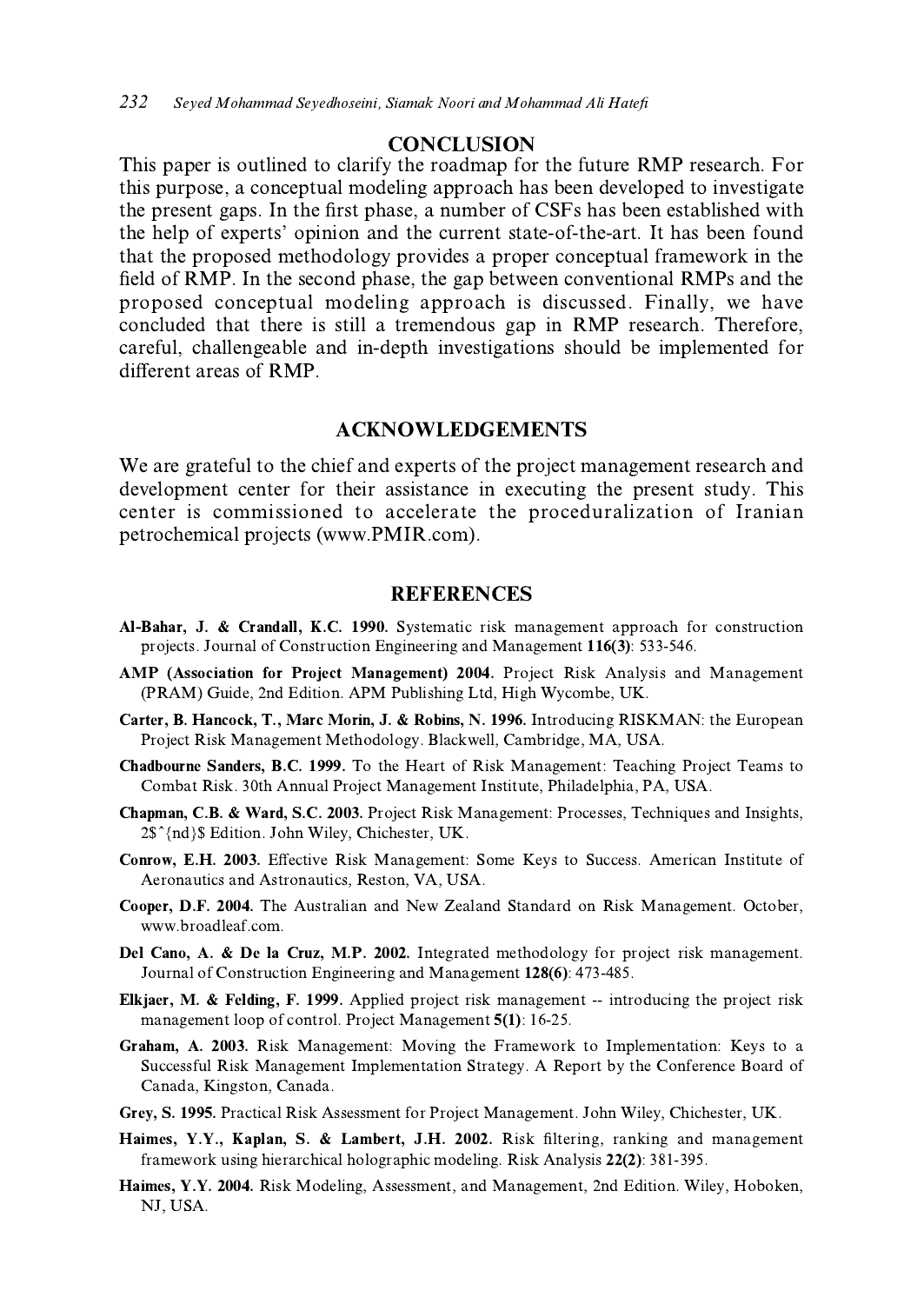## CONCLUSION

This paper is outlined to clarify the roadmap for the future RMP research. For this purpose, a conceptual modeling approach has been developed to investigate the present gaps. In the first phase, a number of CSFs has been established with the help of experts' opinion and the current state-of-the-art. It has been found that the proposed methodology provides a proper conceptual framework in the field of RMP. In the second phase, the gap between conventional RMPs and the proposed conceptual modeling approach is discussed. Finally, we have concluded that there is still a tremendous gap in RMP research. Therefore, careful, challengeable and in-depth investigations should be implemented for different areas of RMP.

## ACKNOWLEDGEMENTS

We are grateful to the chief and experts of the project management research and development center for their assistance in executing the present study. This center is commissioned to accelerate the proceduralization of Iranian petrochemical projects (www.PMIR.com).

## REFERENCES

**Al-Bahar, J. & Crandall, K.C. 1990.** Systematic risk management approach for construction projects. Journal of Construction Engineering and Management **116(3)**: 533-546.

**AMP (Association for Project Management) 2004.** Project Risk Analysis and Management (PRAM) Guide, 2nd Edition. APM Publishing Ltd, High Wycombe, UK.

**Carter, B. Hancock, T., Marc Morin, J. & Robins, N. 1996.** Introducing RISKMAN: the European Project Risk Management Methodology. Blackwell, Cambridge, MA, USA.

**Chadbourne Sanders, B.C. 1999.** To the Heart of Risk Management: Teaching Project Teams to Combat Risk. 30th Annual Project Management Institute, Philadelphia, PA, USA.

**Chapman, C.B. & Ward, S.C. 2003.** Project Risk Management: Processes, Techniques and Insights, 2$^{nd}$ Edition. John Wiley, Chichester, UK.

**Conrow, E.H. 2003.** Effective Risk Management: Some Keys to Success. American Institute of Aeronautics and Astronautics, Reston, VA, USA.

**Cooper, D.F. 2004.** The Australian and New Zealand Standard on Risk Management. October, www.broadleaf.com.

**Del Cano, A. & De la Cruz, M.P. 2002.** Integrated methodology for project risk management. Journal of Construction Engineering and Management **128(6)**: 473-485.

**Elkjaer, M. & Felding, F. 1999.** Applied project risk management -- introducing the project risk management loop of control. Project Management **5(1)**: 16-25.

**Graham, A. 2003.** Risk Management: Moving the Framework to Implementation: Keys to a Successful Risk Management Implementation Strategy. A Report by the Conference Board of Canada, Kingston, Canada.

**Grey, S. 1995.** Practical Risk Assessment for Project Management. John Wiley, Chichester, UK.

**Haimes, Y.Y., Kaplan, S. & Lambert, J.H. 2002.** Risk filtering, ranking and management framework using hierarchical holographic modeling. Risk Analysis **22(2)**: 381-395.

**Haimes, Y.Y. 2004.** Risk Modeling, Assessment, and Management, 2nd Edition. Wiley, Hoboken, NJ, USA.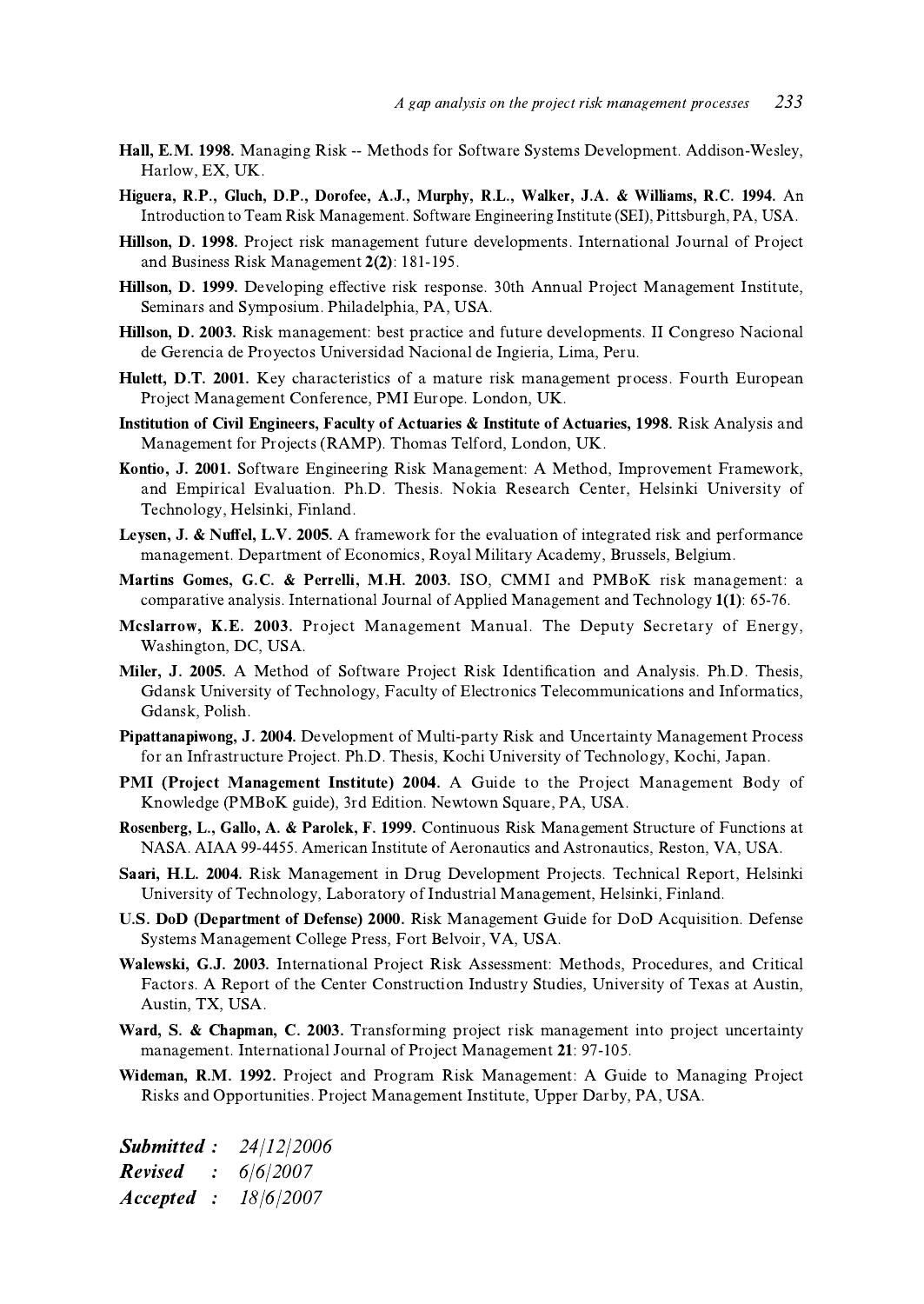**Hall, E.M. 1998.** Managing Risk -- Methods for Software Systems Development. Addison-Wesley, Harlow, EX, UK.

**Higuera, R.P., Gluch, D.P., Dorofee, A.J., Murphy, R.L., Walker, J.A. & Williams, R.C. 1994.** An Introduction to Team Risk Management. Software Engineering Institute (SEI), Pittsburgh, PA, USA.

**Hillson, D. 1998.** Project risk management future developments. International Journal of Project and Business Risk Management **2(2)**: 181-195.

**Hillson, D. 1999.** Developing effective risk response. 30th Annual Project Management Institute, Seminars and Symposium. Philadelphia, PA, USA.

**Hillson, D. 2003.** Risk management: best practice and future developments. II Congreso Nacional de Gerencia de Proyectos Universidad Nacional de Ingieria, Lima, Peru.

**Hulett, D.T. 2001.** Key characteristics of a mature risk management process. Fourth European Project Management Conference, PMI Europe. London, UK.

**Institution of Civil Engineers, Faculty of Actuaries & Institute of Actuaries, 1998.** Risk Analysis and Management for Projects (RAMP). Thomas Telford, London, UK.

**Kontio, J. 2001.** Software Engineering Risk Management: A Method, Improvement Framework, and Empirical Evaluation. Ph.D. Thesis. Nokia Research Center, Helsinki University of Technology, Helsinki, Finland.

**Leysen, J. & Nuffel, L.V. 2005.** A framework for the evaluation of integrated risk and performance management. Department of Economics, Royal Military Academy, Brussels, Belgium.

**Martins Gomes, G.C. & Perrelli, M.H. 2003.** ISO, CMMI and PMBoK risk management: a comparative analysis. International Journal of Applied Management and Technology **1(1)**: 65-76.

**Mcslarrow, K.E. 2003.** Project Management Manual. The Deputy Secretary of Energy, Washington, DC, USA.

**Miler, J. 2005.** A Method of Software Project Risk Identification and Analysis. Ph.D. Thesis, Gdansk University of Technology, Faculty of Electronics Telecommunications and Informatics, Gdansk, Polish.

**Pipattanapiwong, J. 2004.** Development of Multi-party Risk and Uncertainty Management Process for an Infrastructure Project. Ph.D. Thesis, Kochi University of Technology, Kochi, Japan.

**PMI (Project Management Institute) 2004.** A Guide to the Project Management Body of Knowledge (PMBoK guide), 3rd Edition. Newtown Square, PA, USA.

**Rosenberg, L., Gallo, A. & Parolek, F. 1999.** Continuous Risk Management Structure of Functions at NASA. AIAA 99-4455. American Institute of Aeronautics and Astronautics, Reston, VA, USA.

**Saari, H.L. 2004.** Risk Management in Drug Development Projects. Technical Report, Helsinki University of Technology, Laboratory of Industrial Management, Helsinki, Finland.

**U.S. DoD (Department of Defense) 2000.** Risk Management Guide for DoD Acquisition. Defense Systems Management College Press, Fort Belvoir, VA, USA.

**Walewski, G.J. 2003.** International Project Risk Assessment: Methods, Procedures, and Critical Factors. A Report of the Center Construction Industry Studies, University of Texas at Austin, Austin, TX, USA.

**Ward, S. & Chapman, C. 2003.** Transforming project risk management into project uncertainty management. International Journal of Project Management **21**: 97-105.

**Wideman, R.M. 1992.** Project and Program Risk Management: A Guide to Managing Project Risks and Opportunities. Project Management Institute, Upper Darby, PA, USA.

***Submitted :*** *24/12/2006*
***Revised :*** *6/6/2007*
***Accepted :*** *18/6/2007*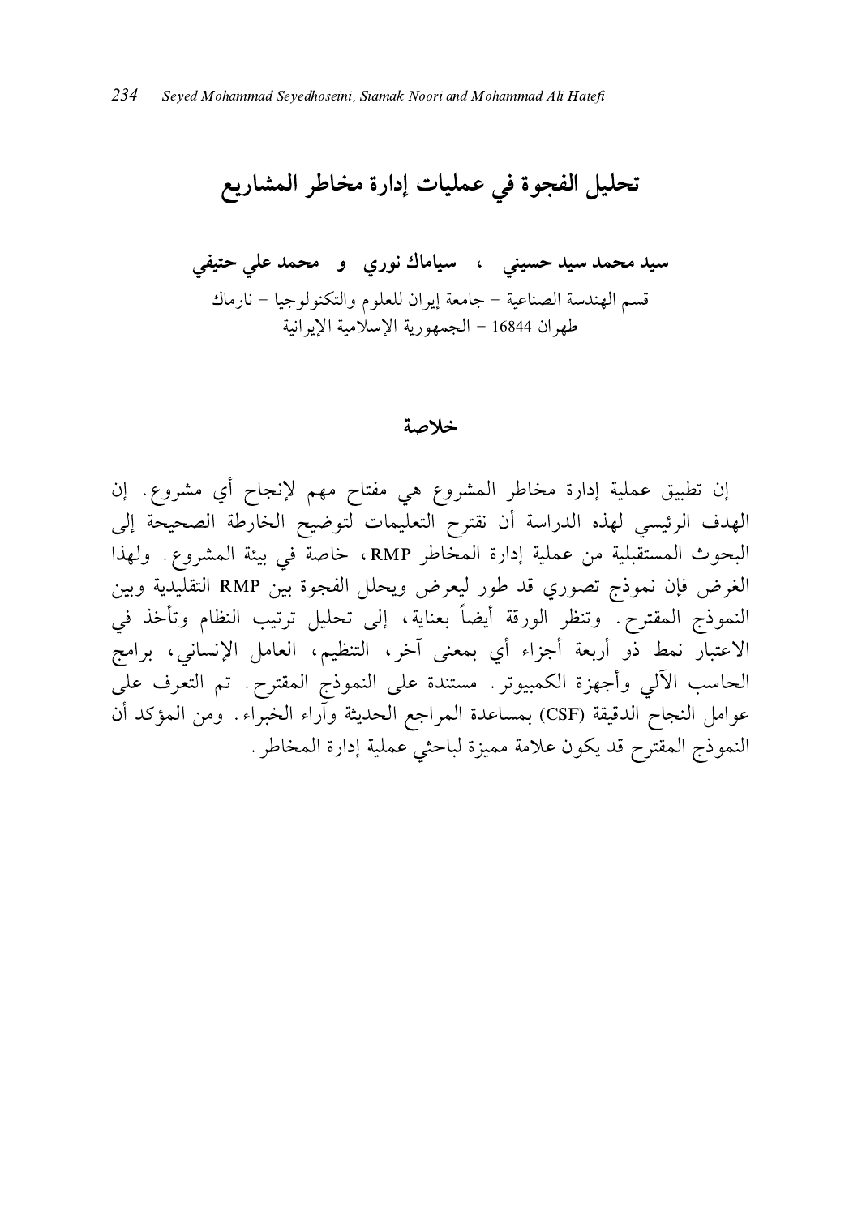# تحليل الفجوة في عمليات إدارة مخاطر المشاريع

**سيد محمد سيد حسيني ، سياماك نوري و محمد علي حتيفي**

قسم الهندسة الصناعية – جامعة إيران للعلوم والتكنولوجيا – نارماك
طهران 16844 – الجمهورية الإسلامية الإيرانية

## خلاصة

إن تطبيق عملية إدارة مخاطر المشروع هي مفتاح مهم لإنجاح أي مشروع. إن الهدف الرئيسي لهذه الدراسة أن نقترح التعليمات لتوضيح الخارطة الصحيحة إلى البحوث المستقبلية من عملية إدارة المخاطر RMP، خاصة في بيئة المشروع. ولهذا الغرض فإن نموذج تصوري قد طور ليعرض ويحلل الفجوة بين RMP التقليدية وبين النموذج المقترح. وتنظر الورقة أيضاً بعناية، إلى تحليل ترتيب النظام وتأخذ في الاعتبار نمط ذو أربعة أجزاء أي بمعنى آخر، التنظيم، العامل الإنساني، برامج الحاسب الآلي وأجهزة الكمبيوتر. مستندة على النموذج المقترح. تم التعرف على عوامل النجاح الدقيقة (CSF) بمساعدة المراجع الحديثة وآراء الخبراء. ومن المؤكد أن النموذج المقترح قد يكون علامة مميزة لباحثي عملية إدارة المخاطر.